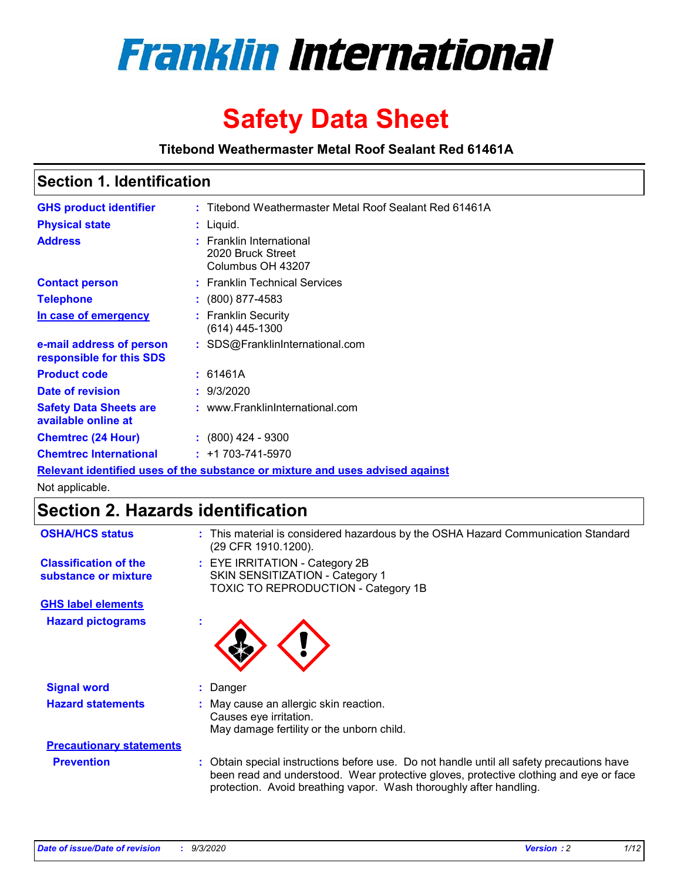# Franklin International

# Safety Data Sheet

**Titebond Weathermaster Metal Roof Sealant Red 61461A**

## Section 1. Identification

| | | |
|---|---|---|
| **GHS product identifier** | : | Titebond Weathermaster Metal Roof Sealant Red 61461A |
| **Physical state** | : | Liquid. |
| **Address** | : | Franklin International<br>2020 Bruck Street<br>Columbus OH 43207 |
| **Contact person** | : | Franklin Technical Services |
| **Telephone** | : | (800) 877-4583 |
| **In case of emergency** | : | Franklin Security<br>(614) 445-1300 |
| **e-mail address of person responsible for this SDS** | : | SDS@FranklinInternational.com |
| **Product code** | : | 61461A |
| **Date of revision** | : | 9/3/2020 |
| **Safety Data Sheets are available online at** | : | www.FranklinInternational.com |
| **Chemtrec (24 Hour)** | : | (800) 424 - 9300 |
| **Chemtrec International** | : | +1 703-741-5970 |

**Relevant identified uses of the substance or mixture and uses advised against**

Not applicable.

## Section 2. Hazards identification

| | | |
|---|---|---|
| **OSHA/HCS status** | : | This material is considered hazardous by the OSHA Hazard Communication Standard (29 CFR 1910.1200). |
| **Classification of the substance or mixture** | : | EYE IRRITATION - Category 2B<br>SKIN SENSITIZATION - Category 1<br>TOXIC TO REPRODUCTION - Category 1B |

**GHS label elements**

**Hazard pictograms** :

| | | |
|---|---|---|
| **Signal word** | : | Danger |
| **Hazard statements** | : | May cause an allergic skin reaction.<br>Causes eye irritation.<br>May damage fertility or the unborn child. |

**Precautionary statements**

**Prevention** : Obtain special instructions before use. Do not handle until all safety precautions have been read and understood. Wear protective gloves, protective clothing and eye or face protection. Avoid breathing vapor. Wash thoroughly after handling.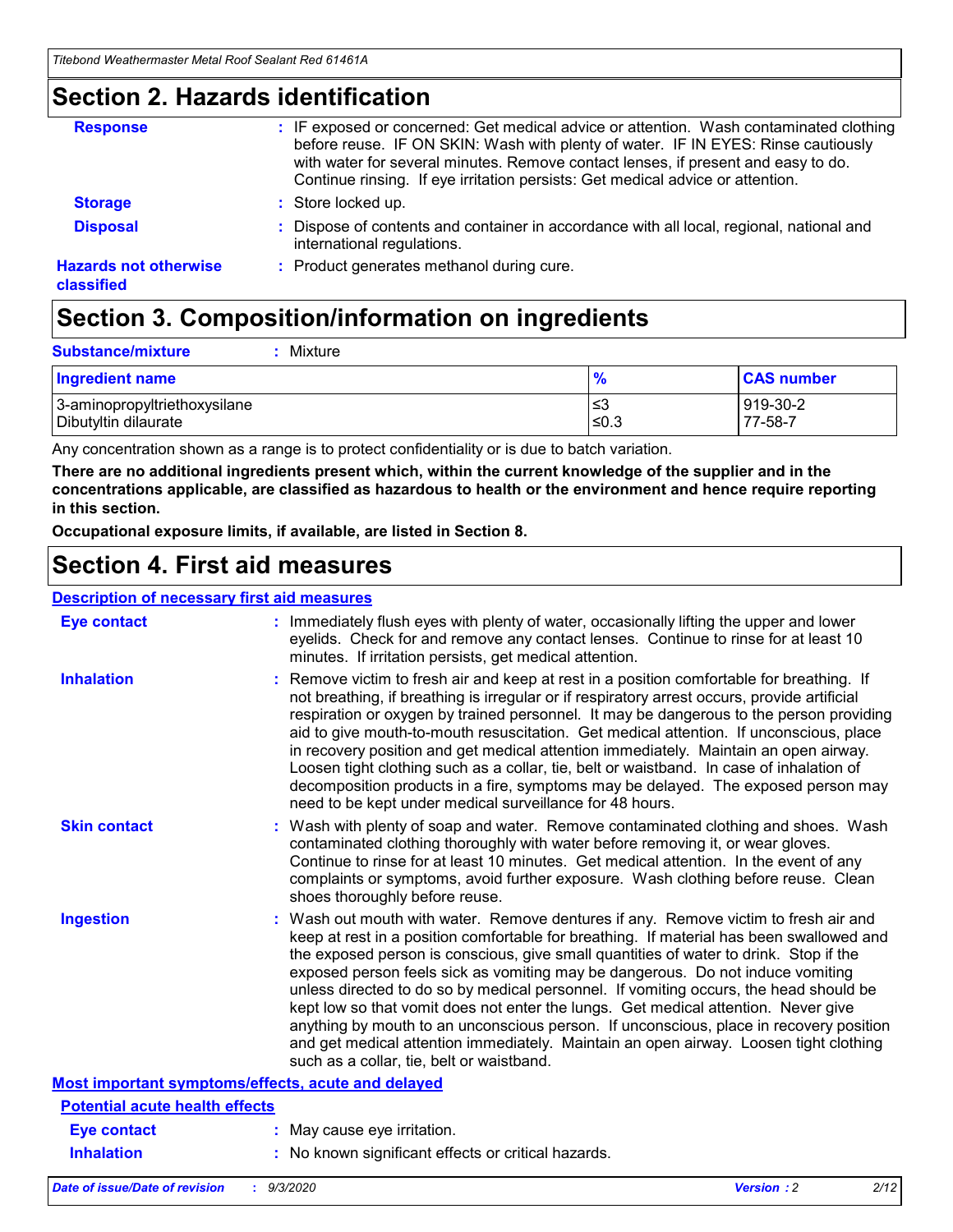## Section 2. Hazards identification

**Response** : IF exposed or concerned: Get medical advice or attention. Wash contaminated clothing before reuse. IF ON SKIN: Wash with plenty of water. IF IN EYES: Rinse cautiously with water for several minutes. Remove contact lenses, if present and easy to do. Continue rinsing. If eye irritation persists: Get medical advice or attention.

**Storage** : Store locked up.

**Disposal** : Dispose of contents and container in accordance with all local, regional, national and international regulations.

**Hazards not otherwise classified** : Product generates methanol during cure.

## Section 3. Composition/information on ingredients

**Substance/mixture** : Mixture

| Ingredient name | % | CAS number |
|---|---|---|
| 3-aminopropyltriethoxysilane | ≤3 | 919-30-2 |
| Dibutyltin dilaurate | ≤0.3 | 77-58-7 |

Any concentration shown as a range is to protect confidentiality or is due to batch variation.

**There are no additional ingredients present which, within the current knowledge of the supplier and in the concentrations applicable, are classified as hazardous to health or the environment and hence require reporting in this section.**

**Occupational exposure limits, if available, are listed in Section 8.**

## Section 4. First aid measures

### Description of necessary first aid measures

**Eye contact** : Immediately flush eyes with plenty of water, occasionally lifting the upper and lower eyelids. Check for and remove any contact lenses. Continue to rinse for at least 10 minutes. If irritation persists, get medical attention.

**Inhalation** : Remove victim to fresh air and keep at rest in a position comfortable for breathing. If not breathing, if breathing is irregular or if respiratory arrest occurs, provide artificial respiration or oxygen by trained personnel. It may be dangerous to the person providing aid to give mouth-to-mouth resuscitation. Get medical attention. If unconscious, place in recovery position and get medical attention immediately. Maintain an open airway. Loosen tight clothing such as a collar, tie, belt or waistband. In case of inhalation of decomposition products in a fire, symptoms may be delayed. The exposed person may need to be kept under medical surveillance for 48 hours.

**Skin contact** : Wash with plenty of soap and water. Remove contaminated clothing and shoes. Wash contaminated clothing thoroughly with water before removing it, or wear gloves. Continue to rinse for at least 10 minutes. Get medical attention. In the event of any complaints or symptoms, avoid further exposure. Wash clothing before reuse. Clean shoes thoroughly before reuse.

**Ingestion** : Wash out mouth with water. Remove dentures if any. Remove victim to fresh air and keep at rest in a position comfortable for breathing. If material has been swallowed and the exposed person is conscious, give small quantities of water to drink. Stop if the exposed person feels sick as vomiting may be dangerous. Do not induce vomiting unless directed to do so by medical personnel. If vomiting occurs, the head should be kept low so that vomit does not enter the lungs. Get medical attention. Never give anything by mouth to an unconscious person. If unconscious, place in recovery position and get medical attention immediately. Maintain an open airway. Loosen tight clothing such as a collar, tie, belt or waistband.

### Most important symptoms/effects, acute and delayed

#### Potential acute health effects

**Eye contact** : May cause eye irritation.

**Inhalation** : No known significant effects or critical hazards.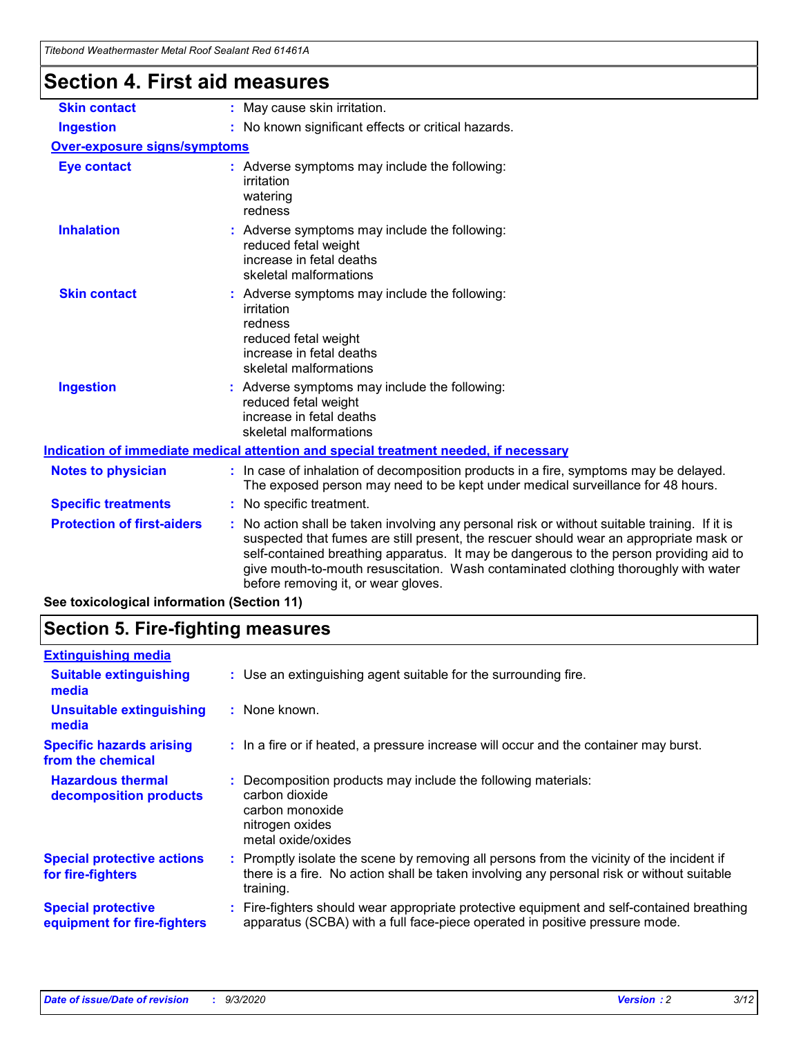## Section 4. First aid measures

| | |
|---|---|
| **Skin contact** | : May cause skin irritation. |
| **Ingestion** | : No known significant effects or critical hazards. |

**Over-exposure signs/symptoms**

| | |
|---|---|
| **Eye contact** | : Adverse symptoms may include the following:<br>irritation<br>watering<br>redness |
| **Inhalation** | : Adverse symptoms may include the following:<br>reduced fetal weight<br>increase in fetal deaths<br>skeletal malformations |
| **Skin contact** | : Adverse symptoms may include the following:<br>irritation<br>redness<br>reduced fetal weight<br>increase in fetal deaths<br>skeletal malformations |
| **Ingestion** | : Adverse symptoms may include the following:<br>reduced fetal weight<br>increase in fetal deaths<br>skeletal malformations |

**Indication of immediate medical attention and special treatment needed, if necessary**

| | |
|---|---|
| **Notes to physician** | : In case of inhalation of decomposition products in a fire, symptoms may be delayed. The exposed person may need to be kept under medical surveillance for 48 hours. |
| **Specific treatments** | : No specific treatment. |
| **Protection of first-aiders** | : No action shall be taken involving any personal risk or without suitable training. If it is suspected that fumes are still present, the rescuer should wear an appropriate mask or self-contained breathing apparatus. It may be dangerous to the person providing aid to give mouth-to-mouth resuscitation. Wash contaminated clothing thoroughly with water before removing it, or wear gloves. |

**See toxicological information (Section 11)**

## Section 5. Fire-fighting measures

**Extinguishing media**

| | |
|---|---|
| **Suitable extinguishing media** | : Use an extinguishing agent suitable for the surrounding fire. |
| **Unsuitable extinguishing media** | : None known. |
| **Specific hazards arising from the chemical** | : In a fire or if heated, a pressure increase will occur and the container may burst. |
| **Hazardous thermal decomposition products** | : Decomposition products may include the following materials:<br>carbon dioxide<br>carbon monoxide<br>nitrogen oxides<br>metal oxide/oxides |
| **Special protective actions for fire-fighters** | : Promptly isolate the scene by removing all persons from the vicinity of the incident if there is a fire. No action shall be taken involving any personal risk or without suitable training. |
| **Special protective equipment for fire-fighters** | : Fire-fighters should wear appropriate protective equipment and self-contained breathing apparatus (SCBA) with a full face-piece operated in positive pressure mode. |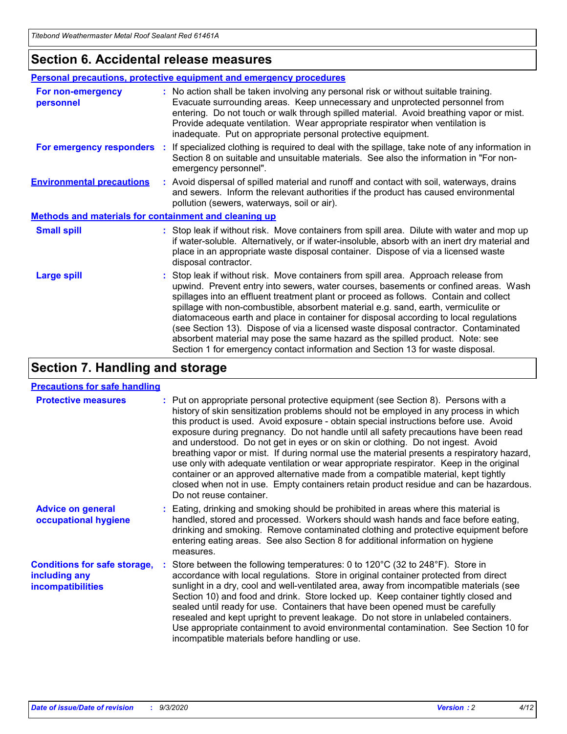## Section 6. Accidental release measures

### Personal precautions, protective equipment and emergency procedures

**For non-emergency personnel** : No action shall be taken involving any personal risk or without suitable training. Evacuate surrounding areas. Keep unnecessary and unprotected personnel from entering. Do not touch or walk through spilled material. Avoid breathing vapor or mist. Provide adequate ventilation. Wear appropriate respirator when ventilation is inadequate. Put on appropriate personal protective equipment.

**For emergency responders** : If specialized clothing is required to deal with the spillage, take note of any information in Section 8 on suitable and unsuitable materials. See also the information in "For non-emergency personnel".

**Environmental precautions** : Avoid dispersal of spilled material and runoff and contact with soil, waterways, drains and sewers. Inform the relevant authorities if the product has caused environmental pollution (sewers, waterways, soil or air).

### Methods and materials for containment and cleaning up

**Small spill** : Stop leak if without risk. Move containers from spill area. Dilute with water and mop up if water-soluble. Alternatively, or if water-insoluble, absorb with an inert dry material and place in an appropriate waste disposal container. Dispose of via a licensed waste disposal contractor.

**Large spill** : Stop leak if without risk. Move containers from spill area. Approach release from upwind. Prevent entry into sewers, water courses, basements or confined areas. Wash spillages into an effluent treatment plant or proceed as follows. Contain and collect spillage with non-combustible, absorbent material e.g. sand, earth, vermiculite or diatomaceous earth and place in container for disposal according to local regulations (see Section 13). Dispose of via a licensed waste disposal contractor. Contaminated absorbent material may pose the same hazard as the spilled product. Note: see Section 1 for emergency contact information and Section 13 for waste disposal.

## Section 7. Handling and storage

### Precautions for safe handling

**Protective measures** : Put on appropriate personal protective equipment (see Section 8). Persons with a history of skin sensitization problems should not be employed in any process in which this product is used. Avoid exposure - obtain special instructions before use. Avoid exposure during pregnancy. Do not handle until all safety precautions have been read and understood. Do not get in eyes or on skin or clothing. Do not ingest. Avoid breathing vapor or mist. If during normal use the material presents a respiratory hazard, use only with adequate ventilation or wear appropriate respirator. Keep in the original container or an approved alternative made from a compatible material, kept tightly closed when not in use. Empty containers retain product residue and can be hazardous. Do not reuse container.

**Advice on general occupational hygiene** : Eating, drinking and smoking should be prohibited in areas where this material is handled, stored and processed. Workers should wash hands and face before eating, drinking and smoking. Remove contaminated clothing and protective equipment before entering eating areas. See also Section 8 for additional information on hygiene measures.

**Conditions for safe storage, including any incompatibilities** : Store between the following temperatures: 0 to 120°C (32 to 248°F). Store in accordance with local regulations. Store in original container protected from direct sunlight in a dry, cool and well-ventilated area, away from incompatible materials (see Section 10) and food and drink. Store locked up. Keep container tightly closed and sealed until ready for use. Containers that have been opened must be carefully resealed and kept upright to prevent leakage. Do not store in unlabeled containers. Use appropriate containment to avoid environmental contamination. See Section 10 for incompatible materials before handling or use.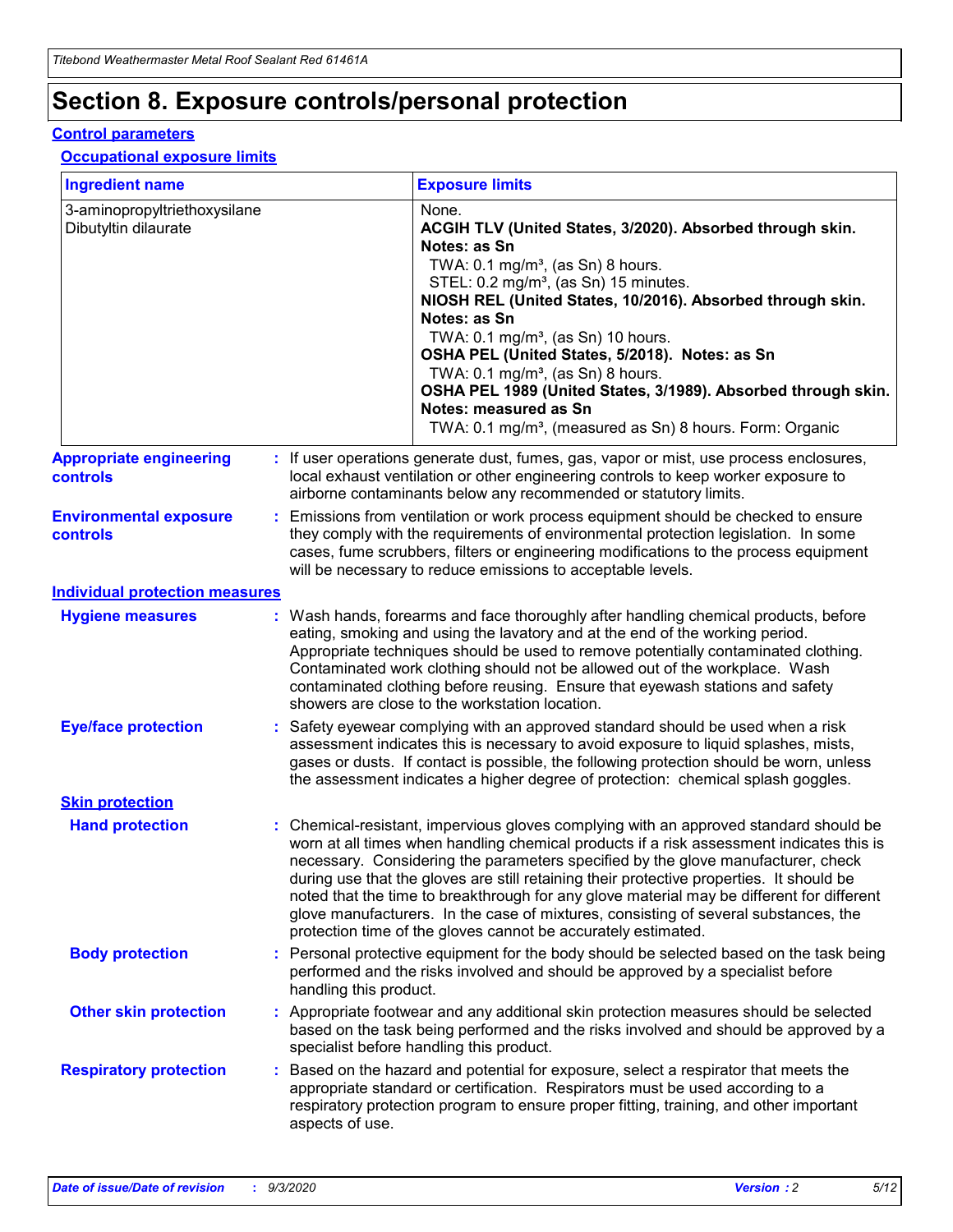# Section 8. Exposure controls/personal protection

## Control parameters

### Occupational exposure limits

| Ingredient name | Exposure limits |
|---|---|
| 3-aminopropyltriethoxysilane | None. |
| Dibutyltin dilaurate | **ACGIH TLV (United States, 3/2020). Absorbed through skin. Notes: as Sn**<br>TWA: 0.1 mg/m³, (as Sn) 8 hours.<br>STEL: 0.2 mg/m³, (as Sn) 15 minutes.<br>**NIOSH REL (United States, 10/2016). Absorbed through skin. Notes: as Sn**<br>TWA: 0.1 mg/m³, (as Sn) 10 hours.<br>**OSHA PEL (United States, 5/2018). Notes: as Sn**<br>TWA: 0.1 mg/m³, (as Sn) 8 hours.<br>**OSHA PEL 1989 (United States, 3/1989). Absorbed through skin. Notes: measured as Sn**<br>TWA: 0.1 mg/m³, (measured as Sn) 8 hours. Form: Organic |

**Appropriate engineering controls** : If user operations generate dust, fumes, gas, vapor or mist, use process enclosures, local exhaust ventilation or other engineering controls to keep worker exposure to airborne contaminants below any recommended or statutory limits.

**Environmental exposure controls** : Emissions from ventilation or work process equipment should be checked to ensure they comply with the requirements of environmental protection legislation. In some cases, fume scrubbers, filters or engineering modifications to the process equipment will be necessary to reduce emissions to acceptable levels.

## Individual protection measures

**Hygiene measures** : Wash hands, forearms and face thoroughly after handling chemical products, before eating, smoking and using the lavatory and at the end of the working period. Appropriate techniques should be used to remove potentially contaminated clothing. Contaminated work clothing should not be allowed out of the workplace. Wash contaminated clothing before reusing. Ensure that eyewash stations and safety showers are close to the workstation location.

**Eye/face protection** : Safety eyewear complying with an approved standard should be used when a risk assessment indicates this is necessary to avoid exposure to liquid splashes, mists, gases or dusts. If contact is possible, the following protection should be worn, unless the assessment indicates a higher degree of protection: chemical splash goggles.

### Skin protection

**Hand protection** : Chemical-resistant, impervious gloves complying with an approved standard should be worn at all times when handling chemical products if a risk assessment indicates this is necessary. Considering the parameters specified by the glove manufacturer, check during use that the gloves are still retaining their protective properties. It should be noted that the time to breakthrough for any glove material may be different for different glove manufacturers. In the case of mixtures, consisting of several substances, the protection time of the gloves cannot be accurately estimated.

**Body protection** : Personal protective equipment for the body should be selected based on the task being performed and the risks involved and should be approved by a specialist before handling this product.

**Other skin protection** : Appropriate footwear and any additional skin protection measures should be selected based on the task being performed and the risks involved and should be approved by a specialist before handling this product.

**Respiratory protection** : Based on the hazard and potential for exposure, select a respirator that meets the appropriate standard or certification. Respirators must be used according to a respiratory protection program to ensure proper fitting, training, and other important aspects of use.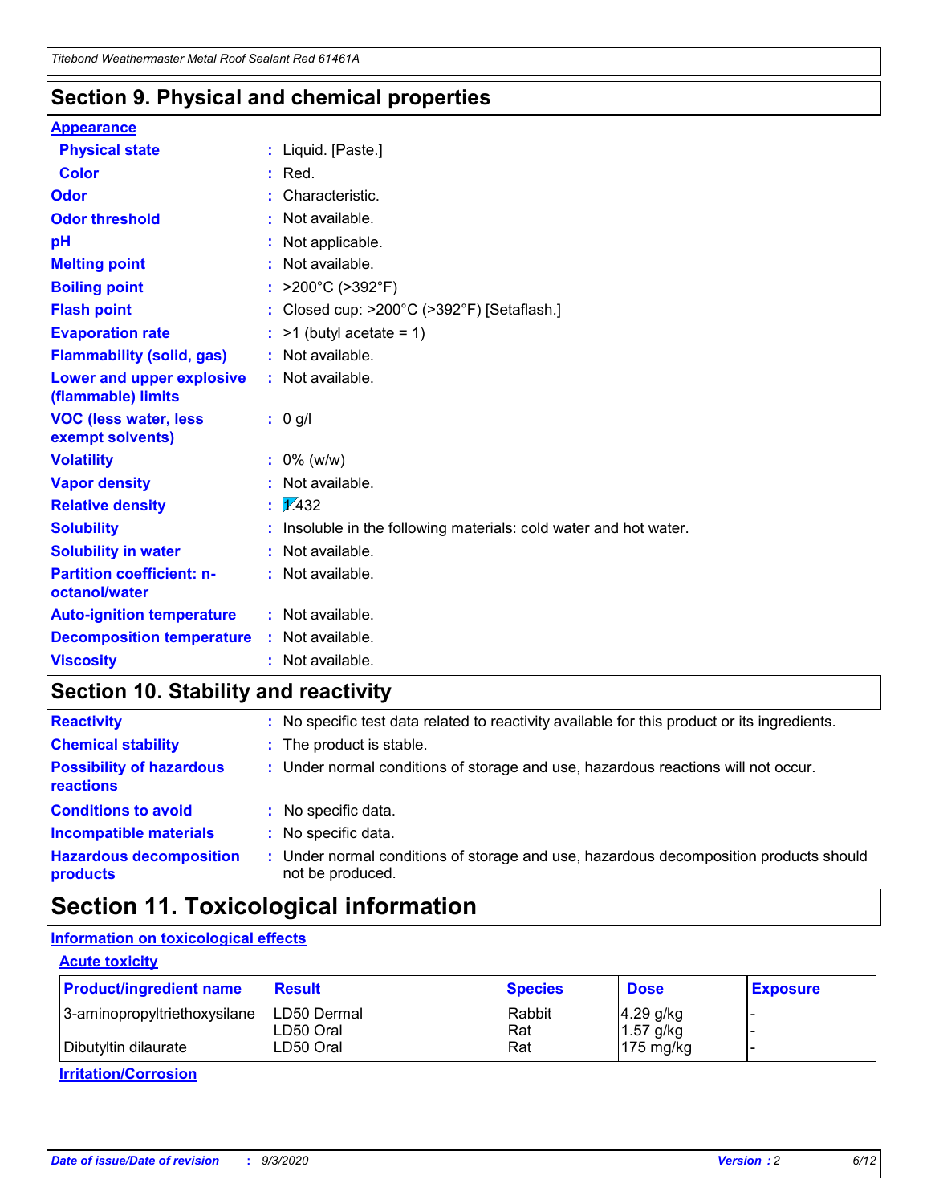## Section 9. Physical and chemical properties

**Appearance**

| | | |
|---|---|---|
| **Physical state** | : | Liquid. [Paste.] |
| **Color** | : | Red. |
| **Odor** | : | Characteristic. |
| **Odor threshold** | : | Not available. |
| **pH** | : | Not applicable. |
| **Melting point** | : | Not available. |
| **Boiling point** | : | >200°C (>392°F) |
| **Flash point** | : | Closed cup: >200°C (>392°F) [Setaflash.] |
| **Evaporation rate** | : | >1 (butyl acetate = 1) |
| **Flammability (solid, gas)** | : | Not available. |
| **Lower and upper explosive (flammable) limits** | : | Not available. |
| **VOC (less water, less exempt solvents)** | : | 0 g/l |
| **Volatility** | : | 0% (w/w) |
| **Vapor density** | : | Not available. |
| **Relative density** | : | 1.432 |
| **Solubility** | : | Insoluble in the following materials: cold water and hot water. |
| **Solubility in water** | : | Not available. |
| **Partition coefficient: n-octanol/water** | : | Not available. |
| **Auto-ignition temperature** | : | Not available. |
| **Decomposition temperature** | : | Not available. |
| **Viscosity** | : | Not available. |

## Section 10. Stability and reactivity

| | | |
|---|---|---|
| **Reactivity** | : | No specific test data related to reactivity available for this product or its ingredients. |
| **Chemical stability** | : | The product is stable. |
| **Possibility of hazardous reactions** | : | Under normal conditions of storage and use, hazardous reactions will not occur. |
| **Conditions to avoid** | : | No specific data. |
| **Incompatible materials** | : | No specific data. |
| **Hazardous decomposition products** | : | Under normal conditions of storage and use, hazardous decomposition products should not be produced. |

## Section 11. Toxicological information

**Information on toxicological effects**

**Acute toxicity**

| Product/ingredient name | Result | Species | Dose | Exposure |
|---|---|---|---|---|
| 3-aminopropyltriethoxysilane | LD50 Dermal | Rabbit | 4.29 g/kg | - |
| | LD50 Oral | Rat | 1.57 g/kg | - |
| Dibutyltin dilaurate | LD50 Oral | Rat | 175 mg/kg | - |

**Irritation/Corrosion**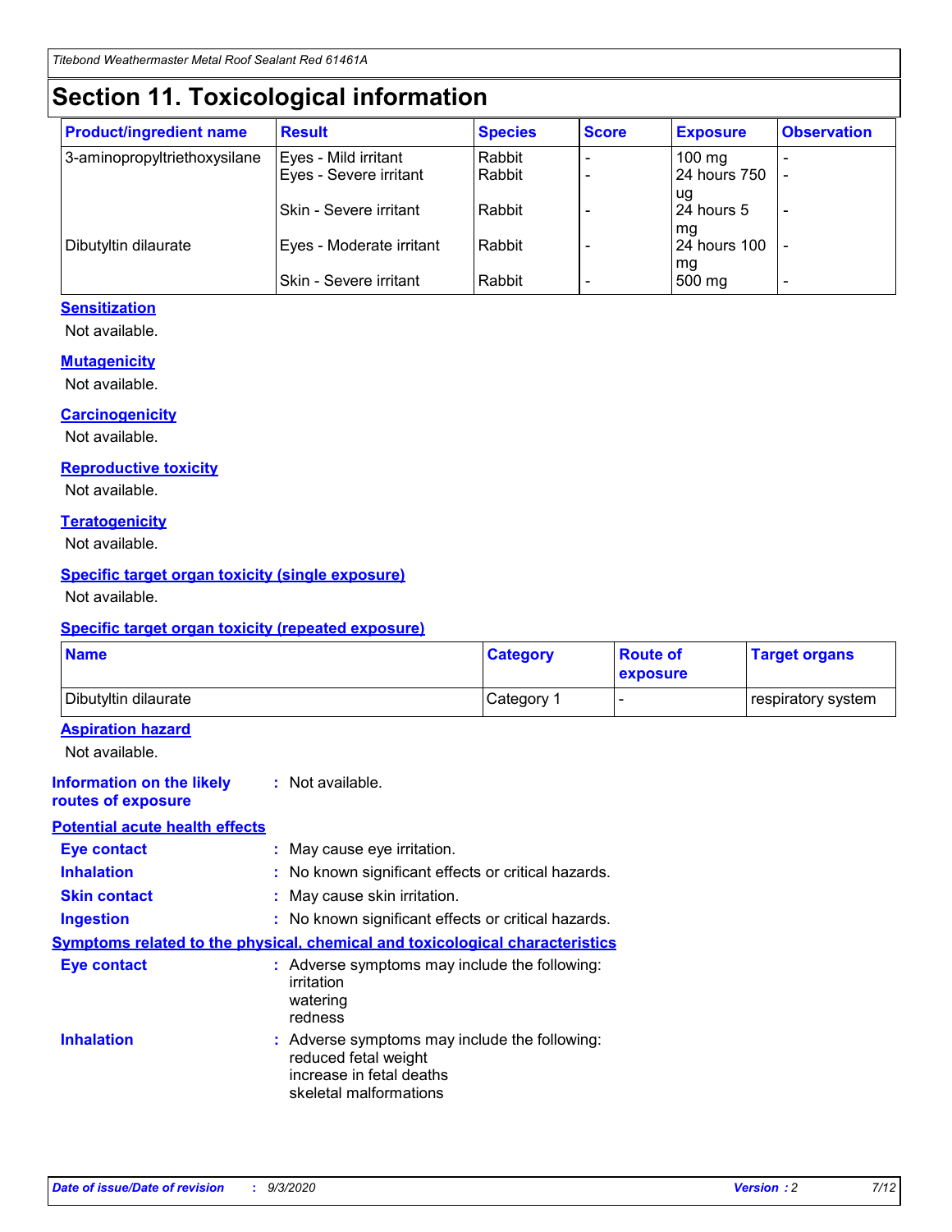# Section 11. Toxicological information

| Product/ingredient name | Result | Species | Score | Exposure | Observation |
|---|---|---|---|---|---|
| 3-aminopropyltriethoxysilane | Eyes - Mild irritant | Rabbit | - | 100 mg | - |
| | Eyes - Severe irritant | Rabbit | - | 24 hours 750 ug | - |
| | Skin - Severe irritant | Rabbit | - | 24 hours 5 mg | - |
| Dibutyltin dilaurate | Eyes - Moderate irritant | Rabbit | - | 24 hours 100 mg | - |
| | Skin - Severe irritant | Rabbit | - | 500 mg | - |

### Sensitization

Not available.

### Mutagenicity

Not available.

### Carcinogenicity

Not available.

### Reproductive toxicity

Not available.

### Teratogenicity

Not available.

### Specific target organ toxicity (single exposure)

Not available.

### Specific target organ toxicity (repeated exposure)

| Name | Category | Route of exposure | Target organs |
|---|---|---|---|
| Dibutyltin dilaurate | Category 1 | - | respiratory system |

### Aspiration hazard

Not available.

**Information on the likely routes of exposure** : Not available.

### Potential acute health effects

**Eye contact** : May cause eye irritation.

**Inhalation** : No known significant effects or critical hazards.

**Skin contact** : May cause skin irritation.

**Ingestion** : No known significant effects or critical hazards.

### Symptoms related to the physical, chemical and toxicological characteristics

**Eye contact** : Adverse symptoms may include the following:
irritation
watering
redness

**Inhalation** : Adverse symptoms may include the following:
reduced fetal weight
increase in fetal deaths
skeletal malformations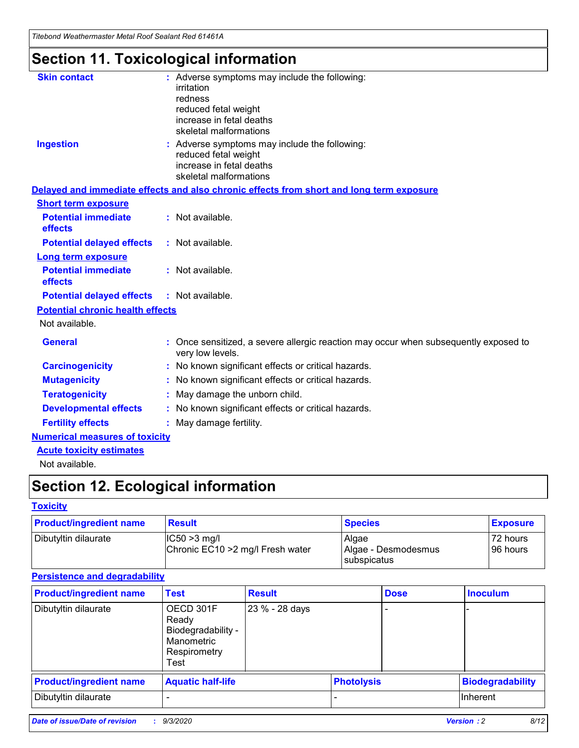# Section 11. Toxicological information

**Skin contact** : Adverse symptoms may include the following:
irritation
redness
reduced fetal weight
increase in fetal deaths
skeletal malformations

**Ingestion** : Adverse symptoms may include the following:
reduced fetal weight
increase in fetal deaths
skeletal malformations

**Delayed and immediate effects and also chronic effects from short and long term exposure**

**Short term exposure**

**Potential immediate effects** : Not available.

**Potential delayed effects** : Not available.

**Long term exposure**

**Potential immediate effects** : Not available.

**Potential delayed effects** : Not available.

**Potential chronic health effects**

Not available.

**General** : Once sensitized, a severe allergic reaction may occur when subsequently exposed to very low levels.

**Carcinogenicity** : No known significant effects or critical hazards.

**Mutagenicity** : No known significant effects or critical hazards.

**Teratogenicity** : May damage the unborn child.

**Developmental effects** : No known significant effects or critical hazards.

**Fertility effects** : May damage fertility.

**Numerical measures of toxicity**

**Acute toxicity estimates**

Not available.

# Section 12. Ecological information

**Toxicity**

| Product/ingredient name | Result | Species | Exposure |
|---|---|---|---|
| Dibutyltin dilaurate | IC50 >3 mg/l<br>Chronic EC10 >2 mg/l Fresh water | Algae<br>Algae - Desmodesmus subspicatus | 72 hours<br>96 hours |

**Persistence and degradability**

| Product/ingredient name | Test | Result | Dose | Inoculum |
|---|---|---|---|---|
| Dibutyltin dilaurate | OECD 301F Ready Biodegradability - Manometric Respirometry Test | 23 % - 28 days | - | - |

| Product/ingredient name | Aquatic half-life | Photolysis | Biodegradability |
|---|---|---|---|
| Dibutyltin dilaurate | - | - | Inherent |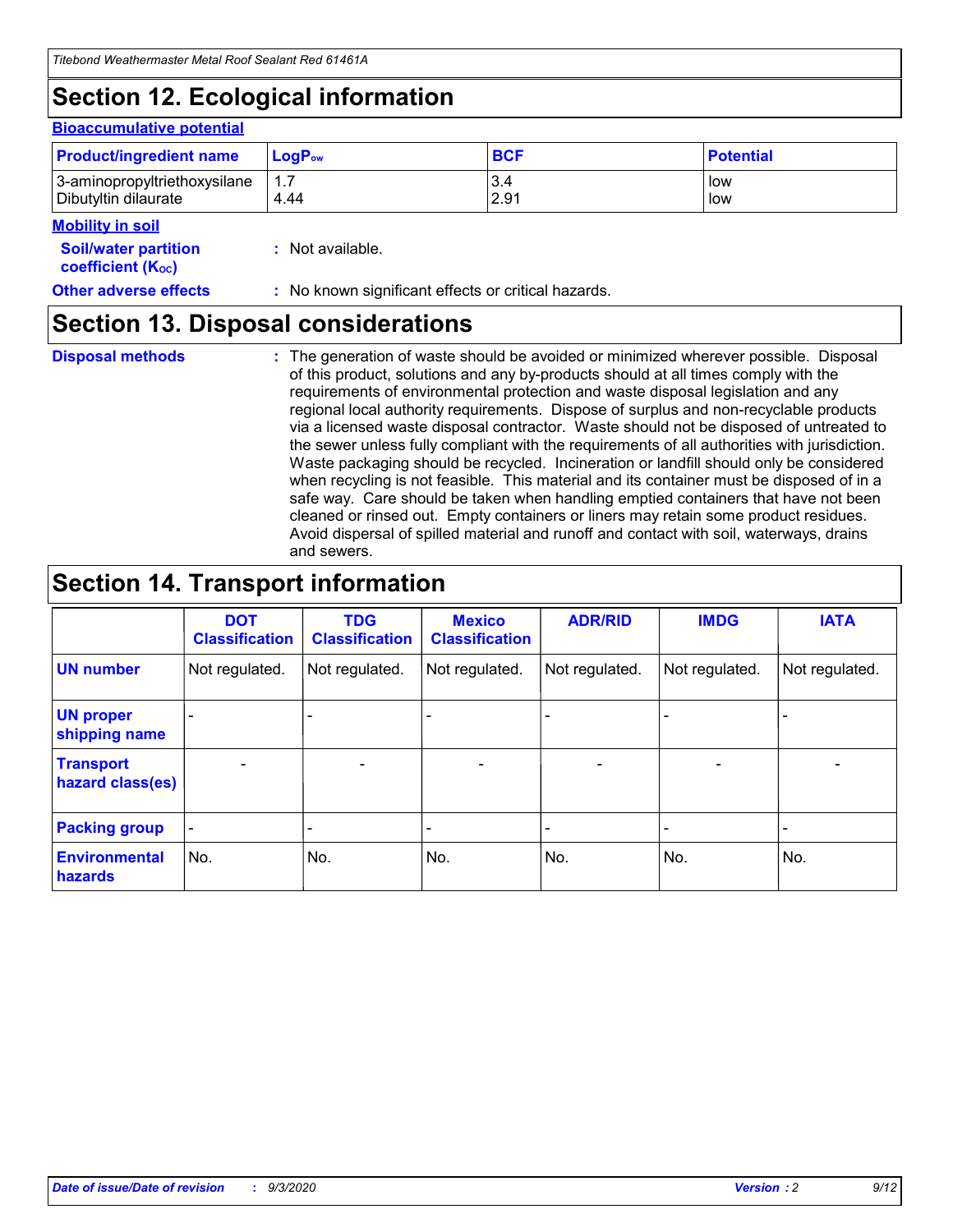# Section 12. Ecological information

### Bioaccumulative potential

| Product/ingredient name | $LogP_{ow}$ | BCF | Potential |
|---|---|---|---|
| 3-aminopropyltriethoxysilane | 1.7 | 3.4 | low |
| Dibutyltin dilaurate | 4.44 | 2.91 | low |

### Mobility in soil

**Soil/water partition coefficient ($K_{OC}$)** : Not available.

**Other adverse effects** : No known significant effects or critical hazards.

# Section 13. Disposal considerations

**Disposal methods** : The generation of waste should be avoided or minimized wherever possible. Disposal of this product, solutions and any by-products should at all times comply with the requirements of environmental protection and waste disposal legislation and any regional local authority requirements. Dispose of surplus and non-recyclable products via a licensed waste disposal contractor. Waste should not be disposed of untreated to the sewer unless fully compliant with the requirements of all authorities with jurisdiction. Waste packaging should be recycled. Incineration or landfill should only be considered when recycling is not feasible. This material and its container must be disposed of in a safe way. Care should be taken when handling emptied containers that have not been cleaned or rinsed out. Empty containers or liners may retain some product residues. Avoid dispersal of spilled material and runoff and contact with soil, waterways, drains and sewers.

# Section 14. Transport information

| | DOT Classification | TDG Classification | Mexico Classification | ADR/RID | IMDG | IATA |
|---|---|---|---|---|---|---|
| **UN number** | Not regulated. | Not regulated. | Not regulated. | Not regulated. | Not regulated. | Not regulated. |
| **UN proper shipping name** | - | - | - | - | - | - |
| **Transport hazard class(es)** | - | - | - | - | - | - |
| **Packing group** | - | - | - | - | - | - |
| **Environmental hazards** | No. | No. | No. | No. | No. | No. |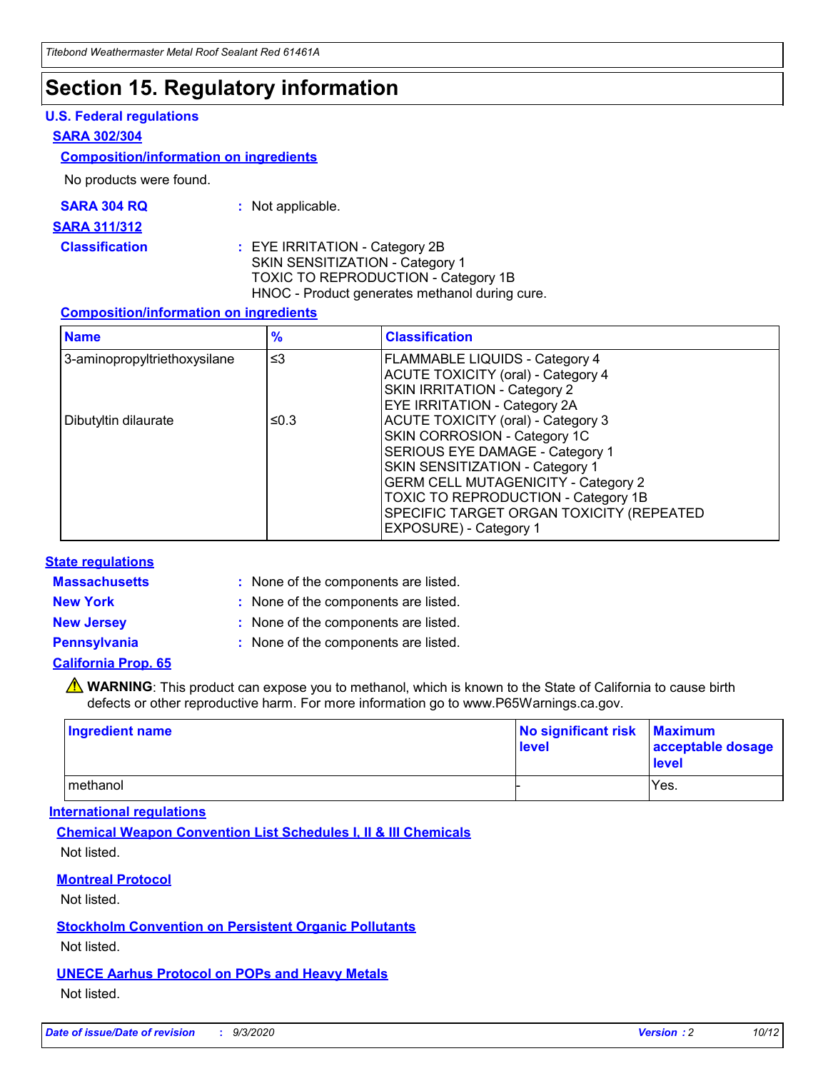# Section 15. Regulatory information

### U.S. Federal regulations

**SARA 302/304**

**Composition/information on ingredients**

No products were found.

**SARA 304 RQ** : Not applicable.

**SARA 311/312**

**Classification** : EYE IRRITATION - Category 2B
SKIN SENSITIZATION - Category 1
TOXIC TO REPRODUCTION - Category 1B
HNOC - Product generates methanol during cure.

**Composition/information on ingredients**

| Name | % | Classification |
|---|---|---|
| 3-aminopropyltriethoxysilane | ≤3 | FLAMMABLE LIQUIDS - Category 4<br>ACUTE TOXICITY (oral) - Category 4<br>SKIN IRRITATION - Category 2<br>EYE IRRITATION - Category 2A |
| Dibutyltin dilaurate | ≤0.3 | ACUTE TOXICITY (oral) - Category 3<br>SKIN CORROSION - Category 1C<br>SERIOUS EYE DAMAGE - Category 1<br>SKIN SENSITIZATION - Category 1<br>GERM CELL MUTAGENICITY - Category 2<br>TOXIC TO REPRODUCTION - Category 1B<br>SPECIFIC TARGET ORGAN TOXICITY (REPEATED EXPOSURE) - Category 1 |

### State regulations

**Massachusetts** : None of the components are listed.

**New York** : None of the components are listed.

**New Jersey** : None of the components are listed.

**Pennsylvania** : None of the components are listed.

**California Prop. 65**

⚠ **WARNING**: This product can expose you to methanol, which is known to the State of California to cause birth defects or other reproductive harm. For more information go to www.P65Warnings.ca.gov.

| Ingredient name | No significant risk level | Maximum acceptable dosage level |
|---|---|---|
| methanol | - | Yes. |

### International regulations

**Chemical Weapon Convention List Schedules I, II & III Chemicals**

Not listed.

**Montreal Protocol**

Not listed.

**Stockholm Convention on Persistent Organic Pollutants**

Not listed.

**UNECE Aarhus Protocol on POPs and Heavy Metals**

Not listed.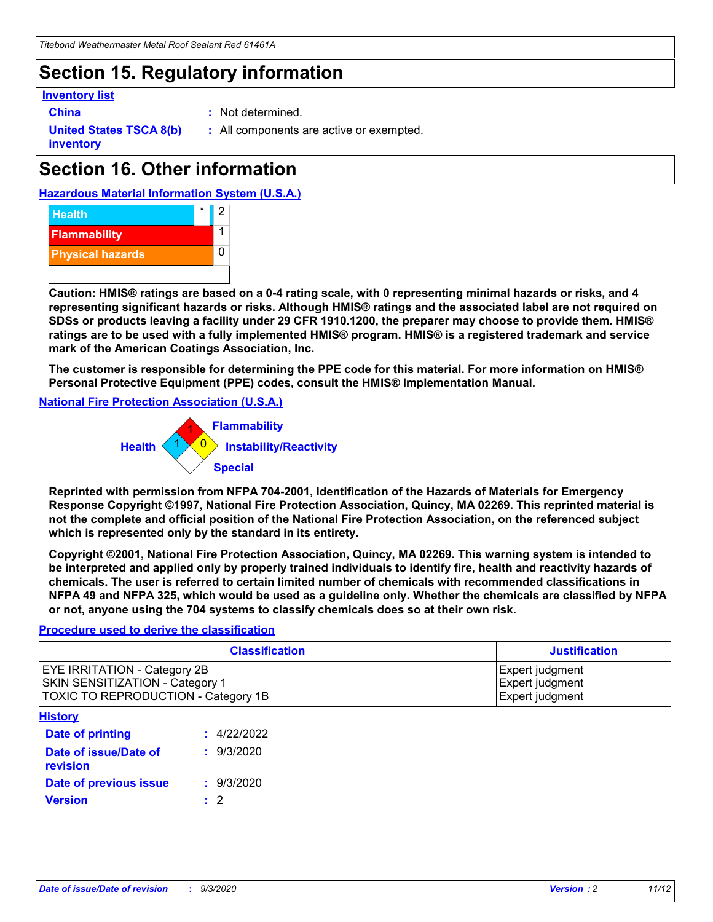# Section 15. Regulatory information

**Inventory list**

**China** : Not determined.

**United States TSCA 8(b) inventory** : All components are active or exempted.

# Section 16. Other information

**Hazardous Material Information System (U.S.A.)**

| | | |
|---|---|---|
| Health | * | 2 |
| Flammability | | 1 |
| Physical hazards | | 0 |
| | | |

**Caution: HMIS® ratings are based on a 0-4 rating scale, with 0 representing minimal hazards or risks, and 4 representing significant hazards or risks. Although HMIS® ratings and the associated label are not required on SDSs or products leaving a facility under 29 CFR 1910.1200, the preparer may choose to provide them. HMIS® ratings are to be used with a fully implemented HMIS® program. HMIS® is a registered trademark and service mark of the American Coatings Association, Inc.**

**The customer is responsible for determining the PPE code for this material. For more information on HMIS® Personal Protective Equipment (PPE) codes, consult the HMIS® Implementation Manual.**

**National Fire Protection Association (U.S.A.)**

Flammability: 1
Health: 1
Instability/Reactivity: 0
Special

**Reprinted with permission from NFPA 704-2001, Identification of the Hazards of Materials for Emergency Response Copyright ©1997, National Fire Protection Association, Quincy, MA 02269. This reprinted material is not the complete and official position of the National Fire Protection Association, on the referenced subject which is represented only by the standard in its entirety.**

**Copyright ©2001, National Fire Protection Association, Quincy, MA 02269. This warning system is intended to be interpreted and applied only by properly trained individuals to identify fire, health and reactivity hazards of chemicals. The user is referred to certain limited number of chemicals with recommended classifications in NFPA 49 and NFPA 325, which would be used as a guideline only. Whether the chemicals are classified by NFPA or not, anyone using the 704 systems to classify chemicals does so at their own risk.**

**Procedure used to derive the classification**

| Classification | Justification |
|---|---|
| EYE IRRITATION - Category 2B<br>SKIN SENSITIZATION - Category 1<br>TOXIC TO REPRODUCTION - Category 1B | Expert judgment<br>Expert judgment<br>Expert judgment |

**History**

**Date of printing** : 4/22/2022

**Date of issue/Date of revision** : 9/3/2020

**Date of previous issue** : 9/3/2020

**Version** : 2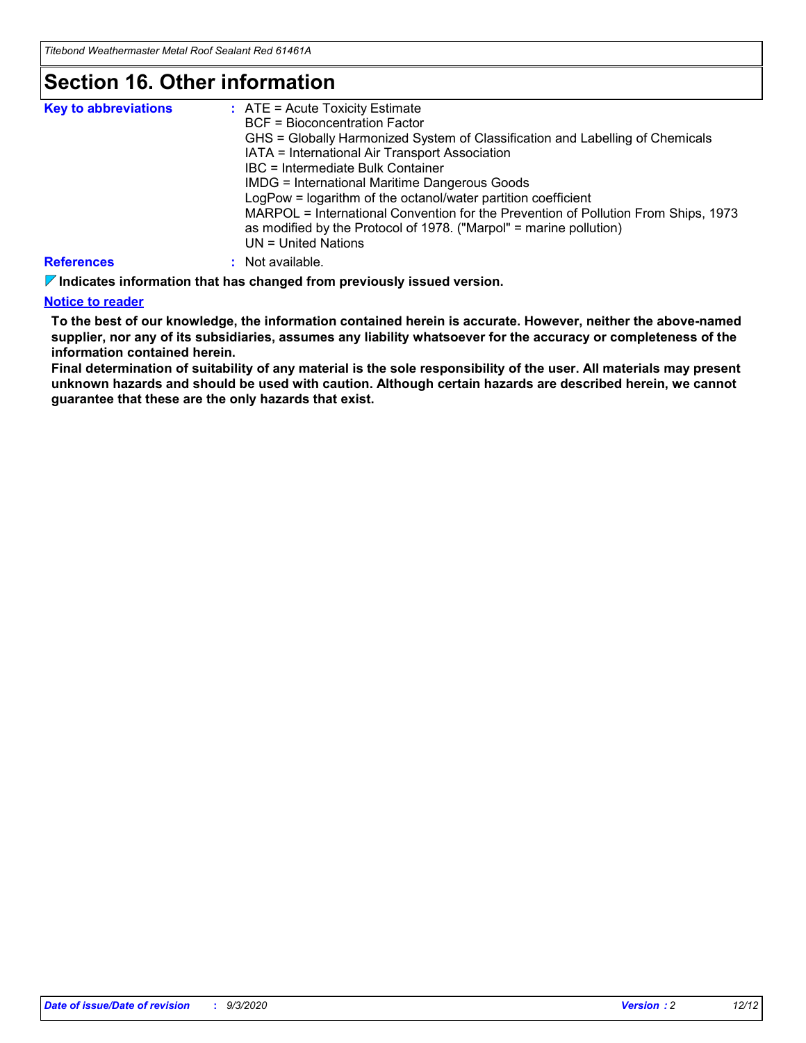# Section 16. Other information

**Key to abbreviations** : ATE = Acute Toxicity Estimate
BCF = Bioconcentration Factor
GHS = Globally Harmonized System of Classification and Labelling of Chemicals
IATA = International Air Transport Association
IBC = Intermediate Bulk Container
IMDG = International Maritime Dangerous Goods
LogPow = logarithm of the octanol/water partition coefficient
MARPOL = International Convention for the Prevention of Pollution From Ships, 1973 as modified by the Protocol of 1978. ("Marpol" = marine pollution)
UN = United Nations

**References** : Not available.

**Indicates information that has changed from previously issued version.**

**Notice to reader**

**To the best of our knowledge, the information contained herein is accurate. However, neither the above-named supplier, nor any of its subsidiaries, assumes any liability whatsoever for the accuracy or completeness of the information contained herein.**

**Final determination of suitability of any material is the sole responsibility of the user. All materials may present unknown hazards and should be used with caution. Although certain hazards are described herein, we cannot guarantee that these are the only hazards that exist.**